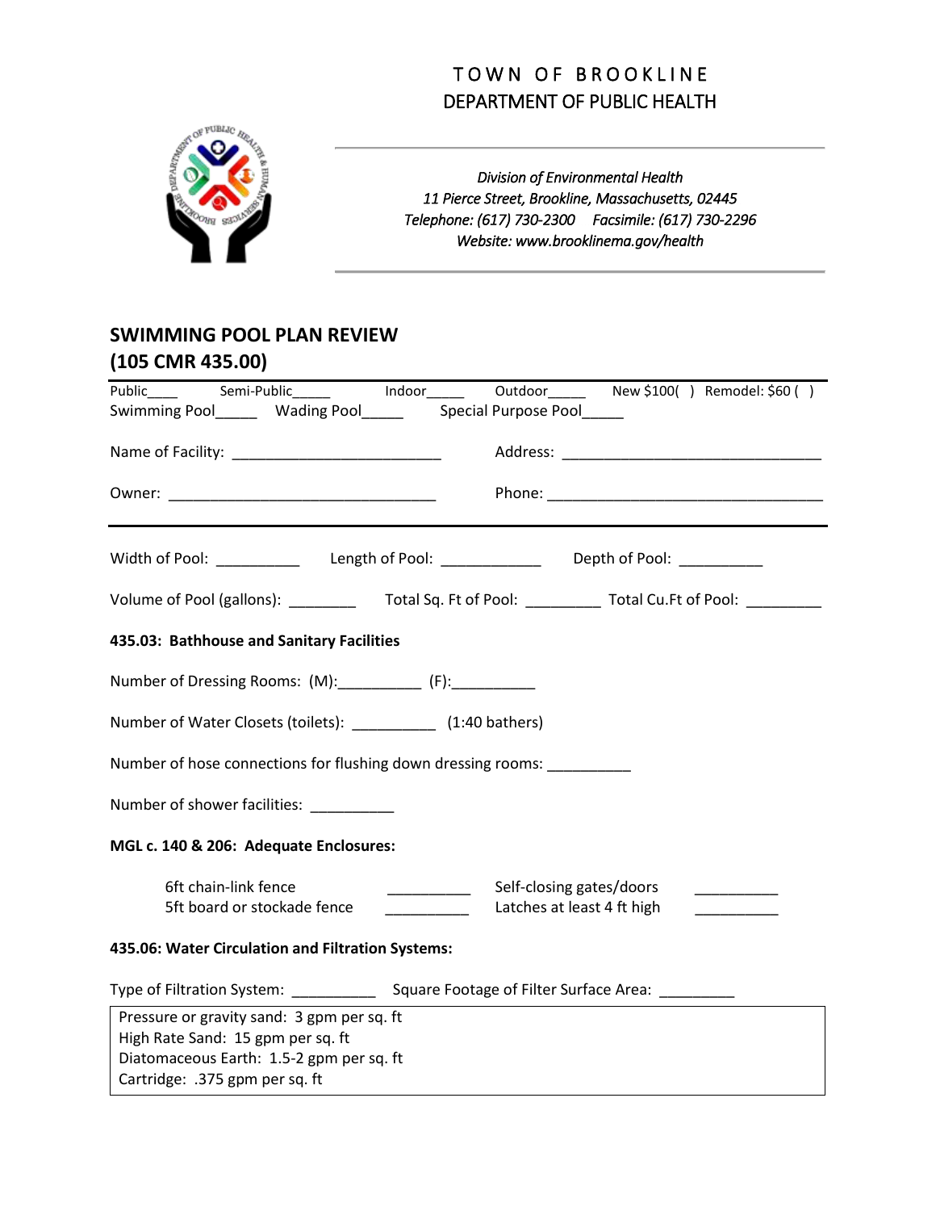# TOWN OF BROOKLINE
## DEPARTMENT OF PUBLIC HEALTH

*Division of Environmental Health*
*11 Pierce Street, Brookline, Massachusetts, 02445*
*Telephone: (617) 730-2300 Facsimile: (617) 730-2296*
*Website: www.brooklinema.gov/health*

## SWIMMING POOL PLAN REVIEW
## (105 CMR 435.00)

Public____ Semi-Public_____ Indoor_____ Outdoor_____ New $100( ) Remodel: $60 ( )
Swimming Pool_____ Wading Pool_____ Special Purpose Pool_____

Name of Facility: _________________________ Address: ________________________________

Owner: _________________________________ Phone: __________________________________

---

Width of Pool: __________ Length of Pool: ____________ Depth of Pool: __________

Volume of Pool (gallons): ________ Total Sq. Ft of Pool: _________ Total Cu.Ft of Pool: _________

**435.03: Bathhouse and Sanitary Facilities**

Number of Dressing Rooms: (M):__________ (F):__________

Number of Water Closets (toilets): __________ (1:40 bathers)

Number of hose connections for flushing down dressing rooms: __________

Number of shower facilities: __________

**MGL c. 140 & 206: Adequate Enclosures:**

6ft chain-link fence __________ Self-closing gates/doors __________
5ft board or stockade fence __________ Latches at least 4 ft high __________

**435.06: Water Circulation and Filtration Systems:**

Type of Filtration System: __________ Square Footage of Filter Surface Area: _________

Pressure or gravity sand: 3 gpm per sq. ft
High Rate Sand: 15 gpm per sq. ft
Diatomaceous Earth: 1.5-2 gpm per sq. ft
Cartridge: .375 gpm per sq. ft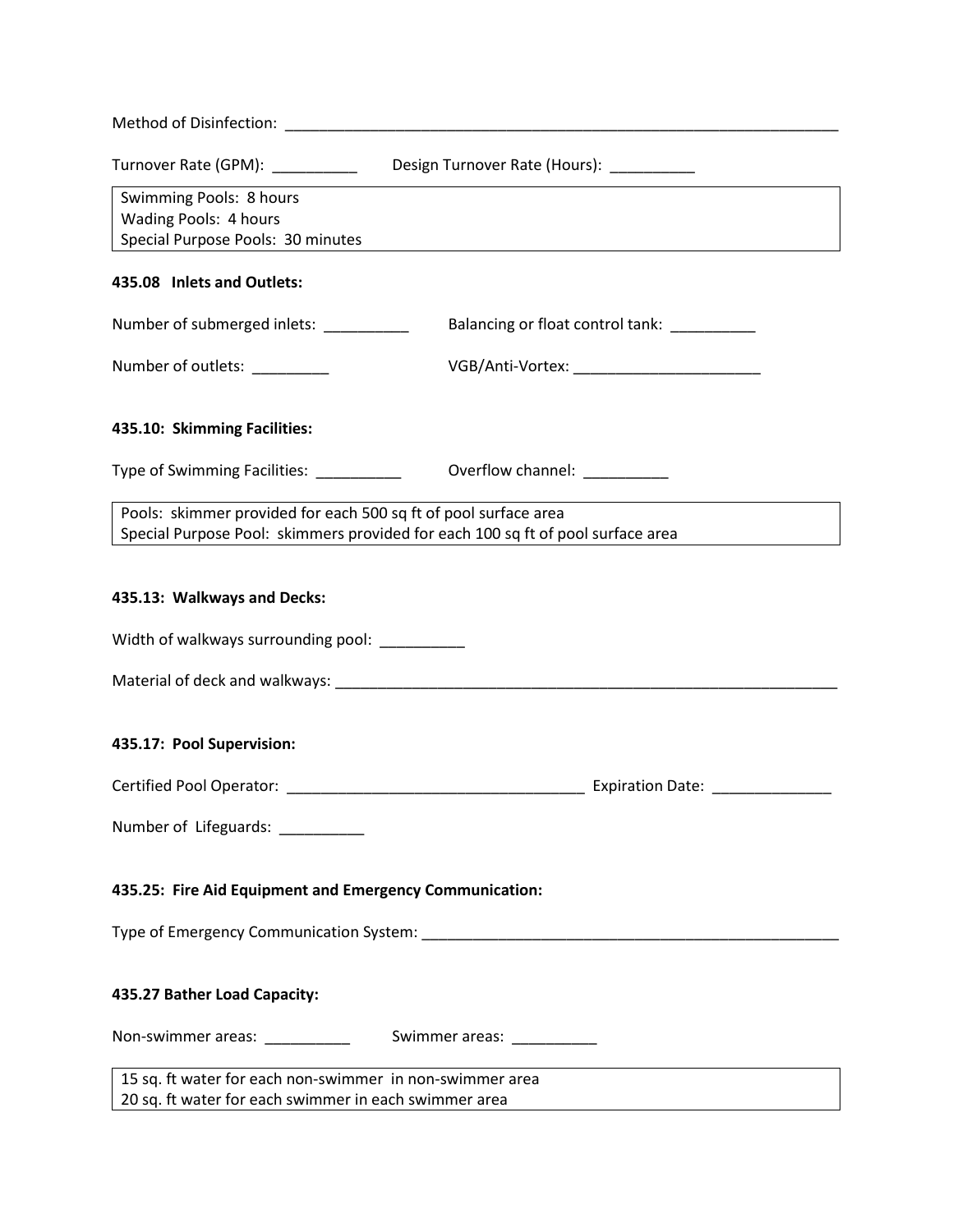Method of Disinfection: ____________________________________________________________________

Turnover Rate (GPM): __________ Design Turnover Rate (Hours): __________

| Swimming Pools: 8 hours<br>Wading Pools: 4 hours<br>Special Purpose Pools: 30 minutes |
|---|

**435.08 Inlets and Outlets:**

Number of submerged inlets: __________ Balancing or float control tank: __________

Number of outlets: _________ VGB/Anti-Vortex: ______________________

**435.10: Skimming Facilities:**

Type of Swimming Facilities: __________ Overflow channel: __________

| Pools: skimmer provided for each 500 sq ft of pool surface area<br>Special Purpose Pool: skimmers provided for each 100 sq ft of pool surface area |
|---|

**435.13: Walkways and Decks:**

Width of walkways surrounding pool: __________

Material of deck and walkways: _______________________________________________________________

**435.17: Pool Supervision:**

Certified Pool Operator: ___________________________________ Expiration Date: ______________

Number of Lifeguards: __________

**435.25: Fire Aid Equipment and Emergency Communication:**

Type of Emergency Communication System: ___________________________________________________

**435.27 Bather Load Capacity:**

Non-swimmer areas: __________ Swimmer areas: __________

| 15 sq. ft water for each non-swimmer in non-swimmer area<br>20 sq. ft water for each swimmer in each swimmer area |
|---|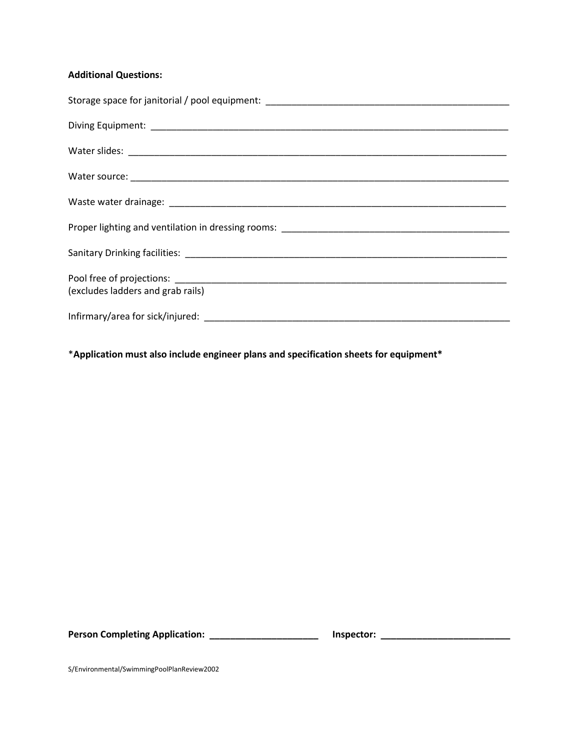**Additional Questions:**

Storage space for janitorial / pool equipment: ______________________________________________

Diving Equipment: ______________________________________________________________________

Water slides: __________________________________________________________________________

Water source: __________________________________________________________________________

Waste water drainage: ___________________________________________________________________

Proper lighting and ventilation in dressing rooms: _____________________________________________

Sanitary Drinking facilities: ________________________________________________________________

Pool free of projections: ___________________________________________________________________
(excludes ladders and grab rails)

Infirmary/area for sick/injured: _____________________________________________________________

\***Application must also include engineer plans and specification sheets for equipment\***

**Person Completing Application: _____________________** **Inspector: ________________________**

S/Environmental/SwimmingPoolPlanReview2002